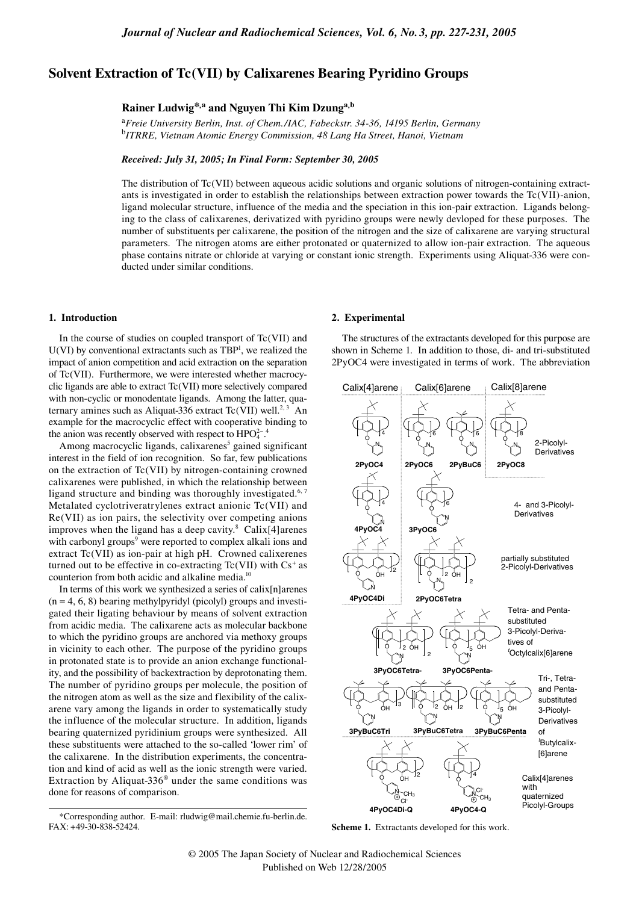# Solvent Extraction of Tc(VII) by Calixarenes Bearing Pyridino Groups

**Rainer Ludwig*,a and Nguyen Thi Kim Dzung[a,b]**

[a] *Freie University Berlin, Inst. of Chem./IAC, Fabeckstr. 34-36, 14195 Berlin, Germany*
[b] *ITRRE, Vietnam Atomic Energy Commission, 48 Lang Ha Street, Hanoi, Vietnam*

***Received: July 31, 2005; In Final Form: September 30, 2005***

The distribution of Tc(VII) between aqueous acidic solutions and organic solutions of nitrogen-containing extractants is investigated in order to establish the relationships between extraction power towards the Tc(VII)-anion, ligand molecular structure, influence of the media and the speciation in this ion-pair extraction. Ligands belonging to the class of calixarenes, derivatized with pyridino groups were newly devloped for these purposes. The number of substituents per calixarene, the position of the nitrogen and the size of calixarene are varying structural parameters. The nitrogen atoms are either protonated or quaternized to allow ion-pair extraction. The aqueous phase contains nitrate or chloride at varying or constant ionic strength. Experiments using Aliquat-336 were conducted under similar conditions.

## 1. Introduction

In the course of studies on coupled transport of Tc(VII) and U(VI) by conventional extractants such as TBP[1], we realized the impact of anion competition and acid extraction on the separation of Tc(VII). Furthermore, we were interested whether macrocyclic ligands are able to extract Tc(VII) more selectively compared with non-cyclic or monodentate ligands. Among the latter, quaternary amines such as Aliquat-336 extract Tc(VII) well.[2,3] An example for the macrocyclic effect with cooperative binding to the anion was recently observed with respect to $HPO_4^{2-}$.[4]

Among macrocyclic ligands, calixarenes[5] gained significant interest in the field of ion recognition. So far, few publications on the extraction of Tc(VII) by nitrogen-containing crowned calixarenes were published, in which the relationship between ligand structure and binding was thoroughly investigated.[6,7] Metalated cyclotriveratrylenes extract anionic Tc(VII) and Re(VII) as ion pairs, the selectivity over competing anions improves when the ligand has a deep cavity.[8] Calix[4]arenes with carbonyl groups[9] were reported to complex alkali ions and extract Tc(VII) as ion-pair at high pH. Crowned calixerenes turned out to be effective in co-extracting Tc(VII) with $Cs^+$ as counterion from both acidic and alkaline media.[10]

In terms of this work we synthesized a series of calix[n]arenes (n = 4, 6, 8) bearing methylpyridyl (picolyl) groups and investigated their ligating behaviour by means of solvent extraction from acidic media. The calixarene acts as molecular backbone to which the pyridino groups are anchored via methoxy groups in vicinity to each other. The purpose of the pyridino groups in protonated state is to provide an anion exchange functionality, and the possibility of backextraction by deprotonating them. The number of pyridino groups per molecule, the position of the nitrogen atom as well as the size and flexibility of the calixarene vary among the ligands in order to systematically study the influence of the molecular structure. In addition, ligands bearing quaternized pyridinium groups were synthesized. All these substituents were attached to the so-called 'lower rim' of the calixarene. In the distribution experiments, the concentration and kind of acid as well as the ionic strength were varied. Extraction by Aliquat-336® under the same conditions was done for reasons of comparison.

*Corresponding author. E-mail: rludwig@mail.chemie.fu-berlin.de. FAX: +49-30-838-52424.

## 2. Experimental

The structures of the extractants developed for this purpose are shown in Scheme 1. In addition to those, di- and tri-substituted 2PyOC4 were investigated in terms of work. The abbreviation

Calix[4]arene | Calix[6]arene | Calix[8]arene

2PyOC4 2PyOC6 2PyBuC6 2PyOC8 — 2-Picolyl-Derivatives

4PyOC4 3PyOC6 — 4- and 3-Picolyl-Derivatives

4PyOC4Di 2PyOC6Tetra — partially substituted 2-Picolyl-Derivatives

3PyOC6Tetra- 3PyOC6Penta- — Tetra- and Penta-substituted 3-Picolyl-Derivatives of $^t$Octylcalix[6]arene

3PyBuC6Tri 3PyBuC6Tetra 3PyBuC6Penta — Tri-, Tetra- and Penta-substituted 3-Picolyl-Derivatives of $^t$Butylcalix-[6]arene

4PyOC4Di-Q 4PyOC4-Q — Calix[4]arenes with quaternized Picolyl-Groups

**Scheme 1.** Extractants developed for this work.

© 2005 The Japan Society of Nuclear and Radiochemical Sciences
Published on Web 12/28/2005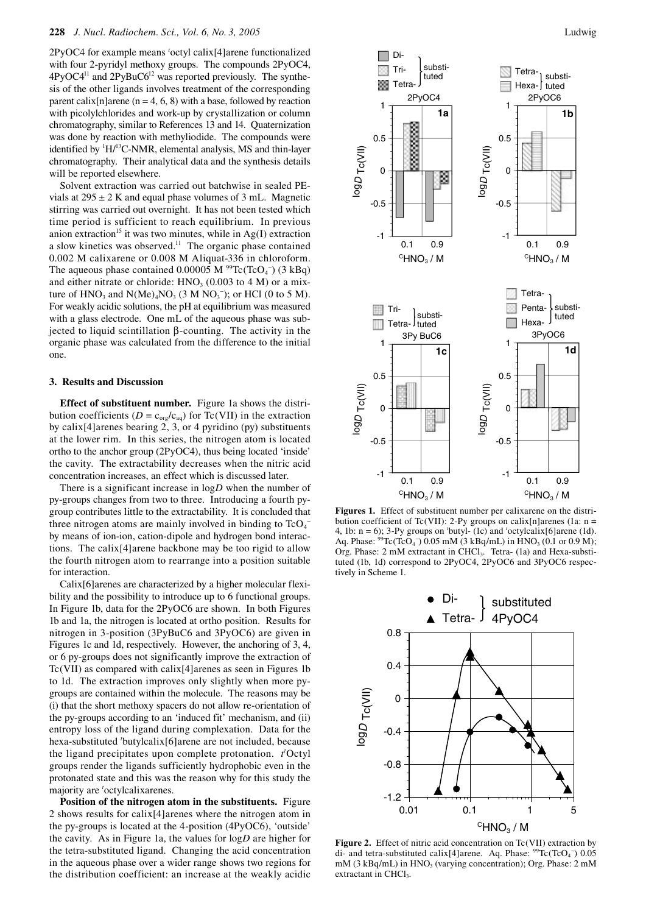2PyOC4 for example means $^t$octyl calix[4]arene functionalized with four 2-pyridyl methoxy groups. The compounds 2PyOC4, 4PyOC4[11] and 2PyBuC6[12] was reported previously. The synthesis of the other ligands involves treatment of the corresponding parent calix[n]arene (n = 4, 6, 8) with a base, followed by reaction with picolylchlorides and work-up by crystallization or column chromatography, similar to References 13 and 14. Quaternization was done by reaction with methyliodide. The compounds were identified by $^1$H/$^{13}$C-NMR, elemental analysis, MS and thin-layer chromatography. Their analytical data and the synthesis details will be reported elsewhere.

Solvent extraction was carried out batchwise in sealed PE-vials at 295 ± 2 K and equal phase volumes of 3 mL. Magnetic stirring was carried out overnight. It has not been tested which time period is sufficient to reach equilibrium. In previous anion extraction[15] it was two minutes, while in Ag(I) extraction a slow kinetics was observed.[11] The organic phase contained 0.002 M calixarene or 0.008 M Aliquat-336 in chloroform. The aqueous phase contained 0.00005 M $^{99}$Tc($TcO_4^-$) (3 kBq) and either nitrate or chloride: $HNO_3$ (0.003 to 4 M) or a mixture of $HNO_3$ and $N(Me)_4NO_3$ (3 M $NO_3^-$); or HCl (0 to 5 M). For weakly acidic solutions, the pH at equilibrium was measured with a glass electrode. One mL of the aqueous phase was subjected to liquid scintillation β-counting. The activity in the organic phase was calculated from the difference to the initial one.

## 3. Results and Discussion

**Effect of substituent number.** Figure 1a shows the distribution coefficients ($D = c_{org}/c_{aq}$) for Tc(VII) in the extraction by calix[4]arenes bearing 2, 3, or 4 pyridino (py) substituents at the lower rim. In this series, the nitrogen atom is located ortho to the anchor group (2PyOC4), thus being located 'inside' the cavity. The extractability decreases when the nitric acid concentration increases, an effect which is discussed later.

There is a significant increase in log$D$ when the number of py-groups changes from two to three. Introducing a fourth py-group contributes little to the extractability. It is concluded that three nitrogen atoms are mainly involved in binding to $TcO_4^-$ by means of ion-ion, cation-dipole and hydrogen bond interactions. The calix[4]arene backbone may be too rigid to allow the fourth nitrogen atom to rearrange into a position suitable for interaction.

Calix[6]arenes are characterized by a higher molecular flexibility and the possibility to introduce up to 6 functional groups. In Figure 1b, data for the 2PyOC6 are shown. In both Figures 1b and 1a, the nitrogen is located at ortho position. Results for nitrogen in 3-position (3PyBuC6 and 3PyOC6) are given in Figures 1c and 1d, respectively. However, the anchoring of 3, 4, or 6 py-groups does not significantly improve the extraction of Tc(VII) as compared with calix[4]arenes as seen in Figures 1b to 1d. The extraction improves only slightly when more py-groups are contained within the molecule. The reasons may be (i) that the short methoxy spacers do not allow re-orientation of the py-groups according to an 'induced fit' mechanism, and (ii) entropy loss of the ligand during complexation. Data for the hexa-substituted $^t$butylcalix[6]arene are not included, because the ligand precipitates upon complete protonation. $t^t$Octyl groups render the ligands sufficiently hydrophobic even in the protonated state and this was the reason why for this study the majority are $^t$octylcalixarenes.

**Position of the nitrogen atom in the substituents.** Figure 2 shows results for calix[4]arenes where the nitrogen atom in the py-groups is located at the 4-position (4PyOC6), 'outside' the cavity. As in Figure 1a, the values for log$D$ are higher for the tetra-substituted ligand. Changing the acid concentration in the aqueous phase over a wider range shows two regions for the distribution coefficient: an increase at the weakly acidic

**Figures 1.** Effect of substituent number per calixarene on the distribution coefficient of Tc(VII): 2-Py groups on calix[n]arenes (1a: n = 4, 1b: n = 6); 3-Py groups on $^t$butyl- (1c) and $^t$octylcalix[6]arene (1d). Aq. Phase: $^{99}$Tc($TcO_4^-$) 0.05 mM (3 kBq/mL) in $HNO_3$ (0.1 or 0.9 M); Org. Phase: 2 mM extractant in $CHCl_3$. Tetra- (1a) and Hexa-substituted (1b, 1d) correspond to 2PyOC4, 2PyOC6 and 3PyOC6 respectively in Scheme 1.

**Figure 2.** Effect of nitric acid concentration on Tc(VII) extraction by di- and tetra-substituted calix[4]arene. Aq. Phase: $^{99}$Tc($TcO_4^-$) 0.05 mM (3 kBq/mL) in $HNO_3$ (varying concentration); Org. Phase: 2 mM extractant in $CHCl_3$.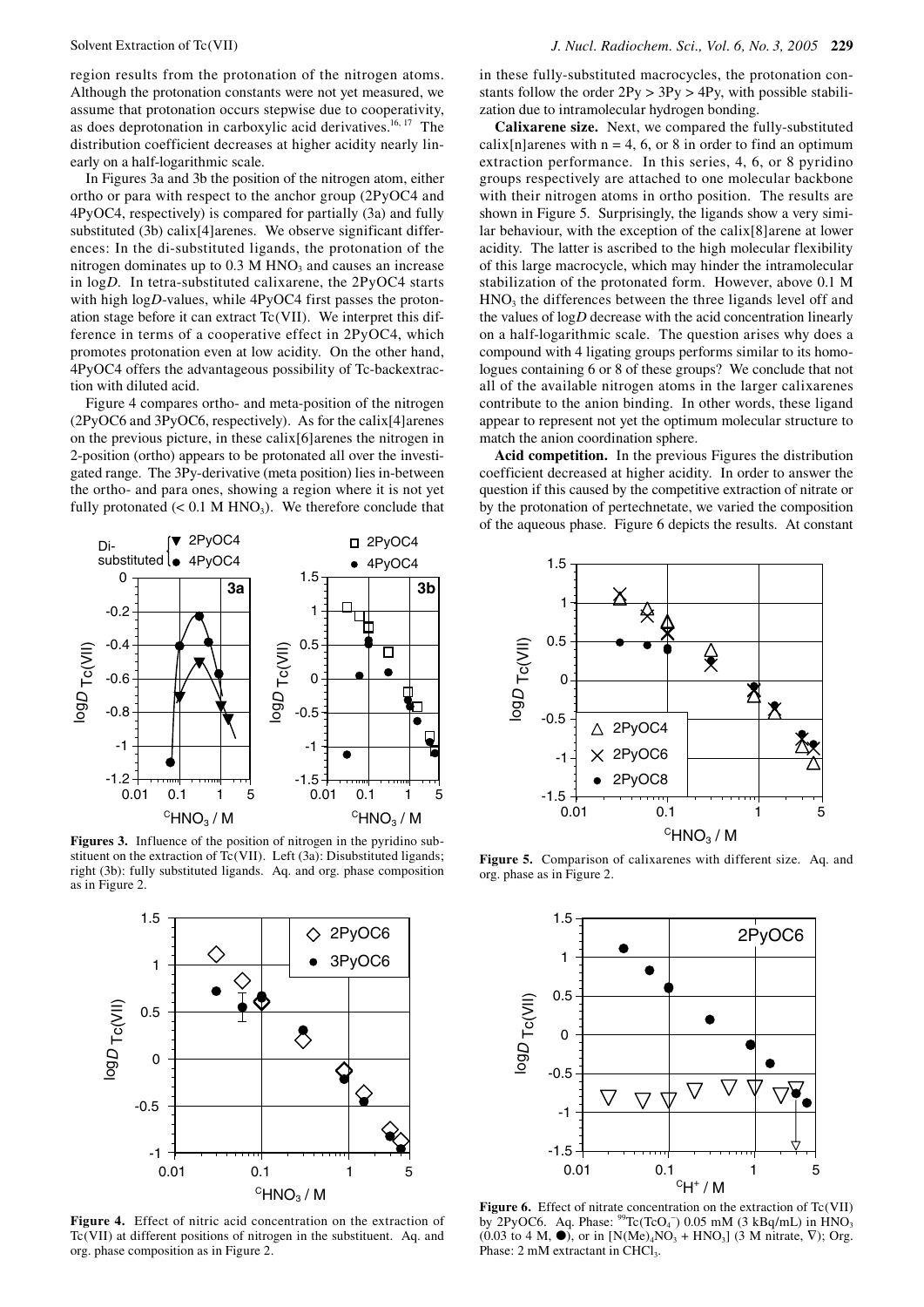region results from the protonation of the nitrogen atoms. Although the protonation constants were not yet measured, we assume that protonation occurs stepwise due to cooperativity, as does deprotonation in carboxylic acid derivatives.[16, 17] The distribution coefficient decreases at higher acidity nearly linearly on a half-logarithmic scale.

In Figures 3a and 3b the position of the nitrogen atom, either ortho or para with respect to the anchor group (2PyOC4 and 4PyOC4, respectively) is compared for partially (3a) and fully substituted (3b) calix[4]arenes. We observe significant differences: In the di-substituted ligands, the protonation of the nitrogen dominates up to 0.3 M $HNO_3$ and causes an increase in log*D*. In tetra-substituted calixarene, the 2PyOC4 starts with high log*D*-values, while 4PyOC4 first passes the protonation stage before it can extract Tc(VII). We interpret this difference in terms of a cooperative effect in 2PyOC4, which promotes protonation even at low acidity. On the other hand, 4PyOC4 offers the advantageous possibility of Tc-backextraction with diluted acid.

Figure 4 compares ortho- and meta-position of the nitrogen (2PyOC6 and 3PyOC6, respectively). As for the calix[4]arenes on the previous picture, in these calix[6]arenes the nitrogen in 2-position (ortho) appears to be protonated all over the investigated range. The 3Py-derivative (meta position) lies in-between the ortho- and para ones, showing a region where it is not yet fully protonated (< 0.1 M $HNO_3$). We therefore conclude that in these fully-substituted macrocycles, the protonation constants follow the order 2Py > 3Py > 4Py, with possible stabilization due to intramolecular hydrogen bonding.

**Figures 3.** Influence of the position of nitrogen in the pyridino substituent on the extraction of Tc(VII). Left (3a): Disubstituted ligands; right (3b): fully substituted ligands. Aq. and org. phase composition as in Figure 2.

**Figure 4.** Effect of nitric acid concentration on the extraction of Tc(VII) at different positions of nitrogen in the substituent. Aq. and org. phase composition as in Figure 2.

**Calixarene size.** Next, we compared the fully-substituted calix[n]arenes with n = 4, 6, or 8 in order to find an optimum extraction performance. In this series, 4, 6, or 8 pyridino groups respectively are attached to one molecular backbone with their nitrogen atoms in ortho position. The results are shown in Figure 5. Surprisingly, the ligands show a very similar behaviour, with the exception of the calix[8]arene at lower acidity. The latter is ascribed to the high molecular flexibility of this large macrocycle, which may hinder the intramolecular stabilization of the protonated form. However, above 0.1 M $HNO_3$ the differences between the three ligands level off and the values of log*D* decrease with the acid concentration linearly on a half-logarithmic scale. The question arises why does a compound with 4 ligating groups performs similar to its homologues containing 6 or 8 of these groups? We conclude that not all of the available nitrogen atoms in the larger calixarenes contribute to the anion binding. In other words, these ligand appear to represent not yet the optimum molecular structure to match the anion coordination sphere.

**Acid competition.** In the previous Figures the distribution coefficient decreased at higher acidity. In order to answer the question if this caused by the competitive extraction of nitrate or by the protonation of pertechnetate, we varied the composition of the aqueous phase. Figure 6 depicts the results. At constant

**Figure 5.** Comparison of calixarenes with different size. Aq. and org. phase as in Figure 2.

**Figure 6.** Effect of nitrate concentration on the extraction of Tc(VII) by 2PyOC6. Aq. Phase: $^{99}Tc(TcO_4^-)$ 0.05 mM (3 kBq/mL) in $HNO_3$ (0.03 to 4 M, ●), or in $[N(Me)_4NO_3 + HNO_3]$ (3 M nitrate, ∇); Org. Phase: 2 mM extractant in $CHCl_3$.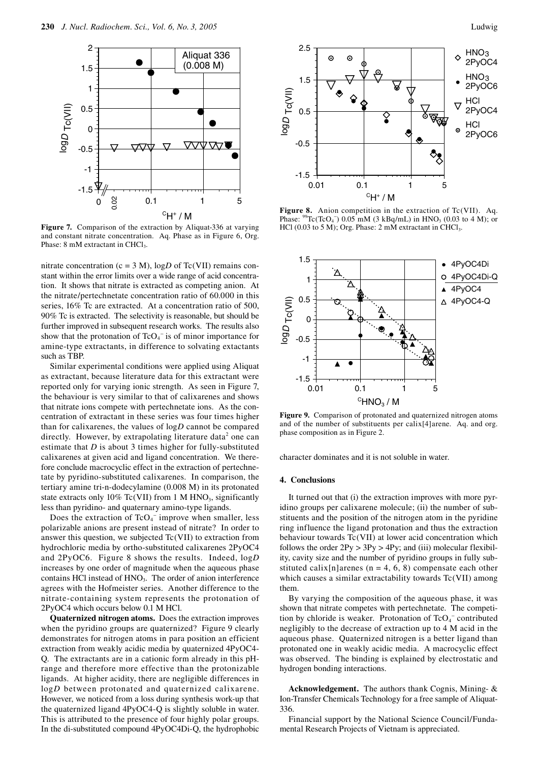**Figure 7.** Comparison of the extraction by Aliquat-336 at varying and constant nitrate concentration. Aq. Phase as in Figure 6, Org. Phase: 8 mM extractant in $CHCl_3$.

nitrate concentration (c = 3 M), log*D* of Tc(VII) remains constant within the error limits over a wide range of acid concentration. It shows that nitrate is extracted as competing anion. At the nitrate/pertechnetate concentration ratio of 60.000 in this series, 16% Tc are extracted. At a concentration ratio of 500, 90% Tc is extracted. The selectivity is reasonable, but should be further improved in subsequent research works. The results also show that the protonation of $TcO_4^-$ is of minor importance for amine-type extractants, in difference to solvating extactants such as TBP.

Similar experimental conditions were applied using Aliquat as extractant, because literature data for this extractant were reported only for varying ionic strength. As seen in Figure 7, the behaviour is very similar to that of calixarenes and shows that nitrate ions compete with pertechnetate ions. As the concentration of extractant in these series was four times higher than for calixarenes, the values of log*D* cannot be compared directly. However, by extrapolating literature data[2] one can estimate that *D* is about 3 times higher for fully-substituted calixarenes at given acid and ligand concentration. We therefore conclude macrocyclic effect in the extraction of pertechnetate by pyridino-substituted calixarenes. In comparison, the tertiary amine tri-n-dodecylamine (0.008 M) in its protonated state extracts only 10% Tc(VII) from 1 M $HNO_3$, significantly less than pyridino- and quaternary amino-type ligands.

Does the extraction of $TcO_4^-$ improve when smaller, less polarizable anions are present instead of nitrate? In order to answer this question, we subjected Tc(VII) to extraction from hydrochloric media by ortho-substituted calixarenes 2PyOC4 and 2PyOC6. Figure 8 shows the results. Indeed, log*D* increases by one order of magnitude when the aqueous phase contains HCl instead of $HNO_3$. The order of anion interference agrees with the Hofmeister series. Another difference to the nitrate-containing system represents the protonation of 2PyOC4 which occurs below 0.1 M HCl.

**Quaternized nitrogen atoms.** Does the extraction improves when the pyridino groups are quaternized? Figure 9 clearly demonstrates for nitrogen atoms in para position an efficient extraction from weakly acidic media by quaternized 4PyOC4-Q. The extractants are in a cationic form already in this pH-range and therefore more effective than the protonizable ligands. At higher acidity, there are negligible differences in log*D* between protonated and quaternized calixarene. However, we noticed from a loss during synthesis work-up that the quaternized ligand 4PyOC4-Q is slightly soluble in water. This is attributed to the presence of four highly polar groups. In the di-substituted compound 4PyOC4Di-Q, the hydrophobic character dominates and it is not soluble in water.

**Figure 8.** Anion competition in the extraction of Tc(VII). Aq. Phase: $^{99}Tc(TcO_4^-)$ 0.05 mM (3 kBq/mL) in $HNO_3$ (0.03 to 4 M); or HCl (0.03 to 5 M); Org. Phase: 2 mM extractant in $CHCl_3$.

**Figure 9.** Comparison of protonated and quaternized nitrogen atoms and of the number of substituents per calix[4]arene. Aq. and org. phase composition as in Figure 2.

## 4. Conclusions

It turned out that (i) the extraction improves with more pyridino groups per calixarene molecule; (ii) the number of substituents and the position of the nitrogen atom in the pyridine ring influence the ligand protonation and thus the extraction behaviour towards Tc(VII) at lower acid concentration which follows the order 2Py > 3Py > 4Py; and (iii) molecular flexibility, cavity size and the number of pyridino groups in fully substituted calix[n]arenes (n = 4, 6, 8) compensate each other which causes a similar extractability towards Tc(VII) among them.

By varying the composition of the aqueous phase, it was shown that nitrate competes with pertechnetate. The competition by chloride is weaker. Protonation of $TcO_4^-$ contributed negligibly to the decrease of extraction up to 4 M acid in the aqueous phase. Quaternized nitrogen is a better ligand than protonated one in weakly acidic media. A macrocyclic effect was observed. The binding is explained by electrostatic and hydrogen bonding interactions.

**Acknowledgement.** The authors thank Cognis, Mining- & Ion-Transfer Chemicals Technology for a free sample of Aliquat-336.

Financial support by the National Science Council/Fundamental Research Projects of Vietnam is appreciated.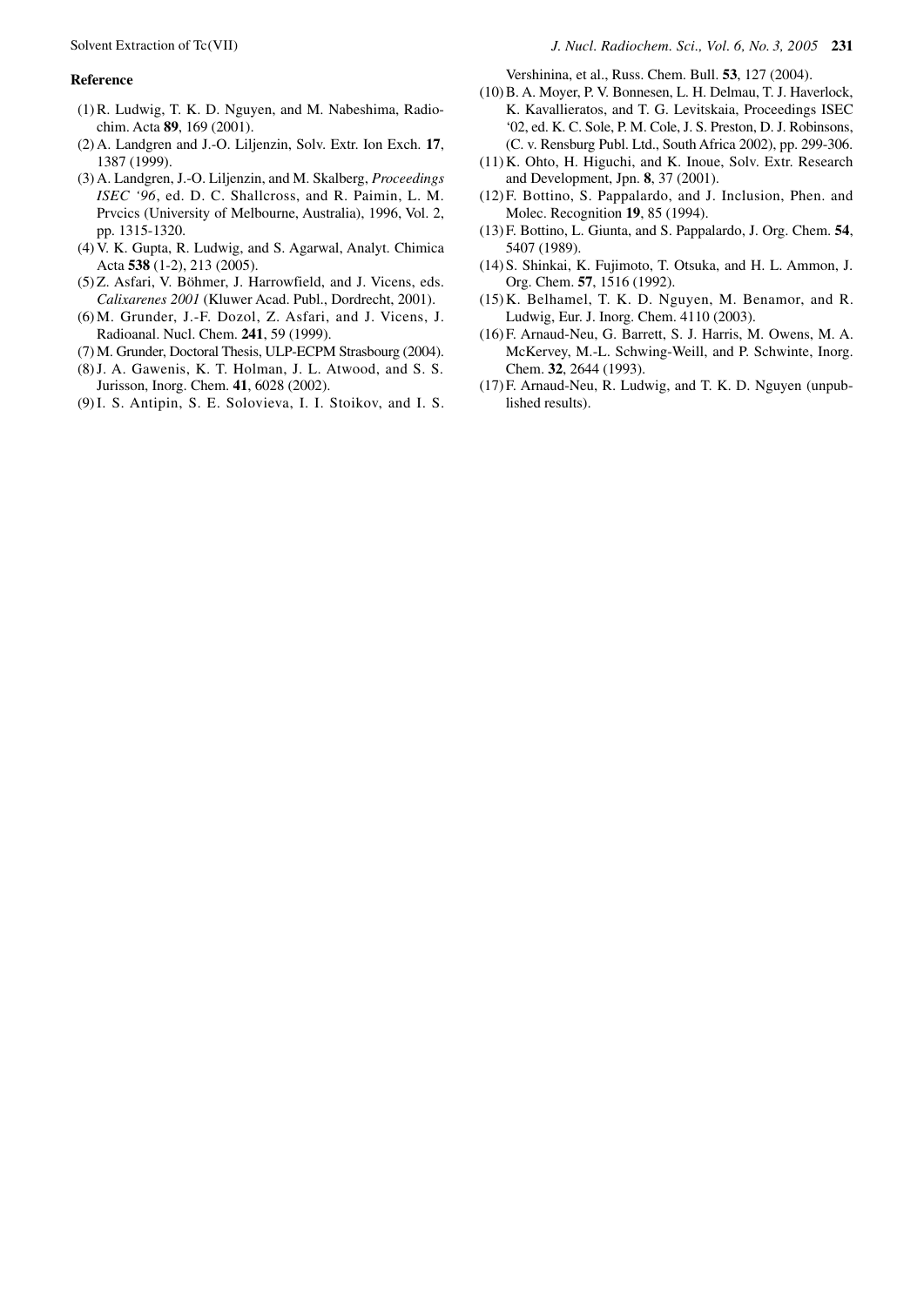## Reference

(1) R. Ludwig, T. K. D. Nguyen, and M. Nabeshima, Radiochim. Acta **89**, 169 (2001).

(2) A. Landgren and J.-O. Liljenzin, Solv. Extr. Ion Exch. **17**, 1387 (1999).

(3) A. Landgren, J.-O. Liljenzin, and M. Skalberg, *Proceedings ISEC '96*, ed. D. C. Shallcross, and R. Paimin, L. M. Prvcics (University of Melbourne, Australia), 1996, Vol. 2, pp. 1315-1320.

(4) V. K. Gupta, R. Ludwig, and S. Agarwal, Analyt. Chimica Acta **538** (1-2), 213 (2005).

(5) Z. Asfari, V. Böhmer, J. Harrowfield, and J. Vicens, eds. *Calixarenes 2001* (Kluwer Acad. Publ., Dordrecht, 2001).

(6) M. Grunder, J.-F. Dozol, Z. Asfari, and J. Vicens, J. Radioanal. Nucl. Chem. **241**, 59 (1999).

(7) M. Grunder, Doctoral Thesis, ULP-ECPM Strasbourg (2004).

(8) J. A. Gawenis, K. T. Holman, J. L. Atwood, and S. S. Jurisson, Inorg. Chem. **41**, 6028 (2002).

(9) I. S. Antipin, S. E. Solovieva, I. I. Stoikov, and I. S. Vershinina, et al., Russ. Chem. Bull. **53**, 127 (2004).

(10) B. A. Moyer, P. V. Bonnesen, L. H. Delmau, T. J. Haverlock, K. Kavallieratos, and T. G. Levitskaia, Proceedings ISEC '02, ed. K. C. Sole, P. M. Cole, J. S. Preston, D. J. Robinsons, (C. v. Rensburg Publ. Ltd., South Africa 2002), pp. 299-306.

(11) K. Ohto, H. Higuchi, and K. Inoue, Solv. Extr. Research and Development, Jpn. **8**, 37 (2001).

(12) F. Bottino, S. Pappalardo, and J. Inclusion, Phen. and Molec. Recognition **19**, 85 (1994).

(13) F. Bottino, L. Giunta, and S. Pappalardo, J. Org. Chem. **54**, 5407 (1989).

(14) S. Shinkai, K. Fujimoto, T. Otsuka, and H. L. Ammon, J. Org. Chem. **57**, 1516 (1992).

(15) K. Belhamel, T. K. D. Nguyen, M. Benamor, and R. Ludwig, Eur. J. Inorg. Chem. 4110 (2003).

(16) F. Arnaud-Neu, G. Barrett, S. J. Harris, M. Owens, M. A. McKervey, M.-L. Schwing-Weill, and P. Schwinte, Inorg. Chem. **32**, 2644 (1993).

(17) F. Arnaud-Neu, R. Ludwig, and T. K. D. Nguyen (unpublished results).